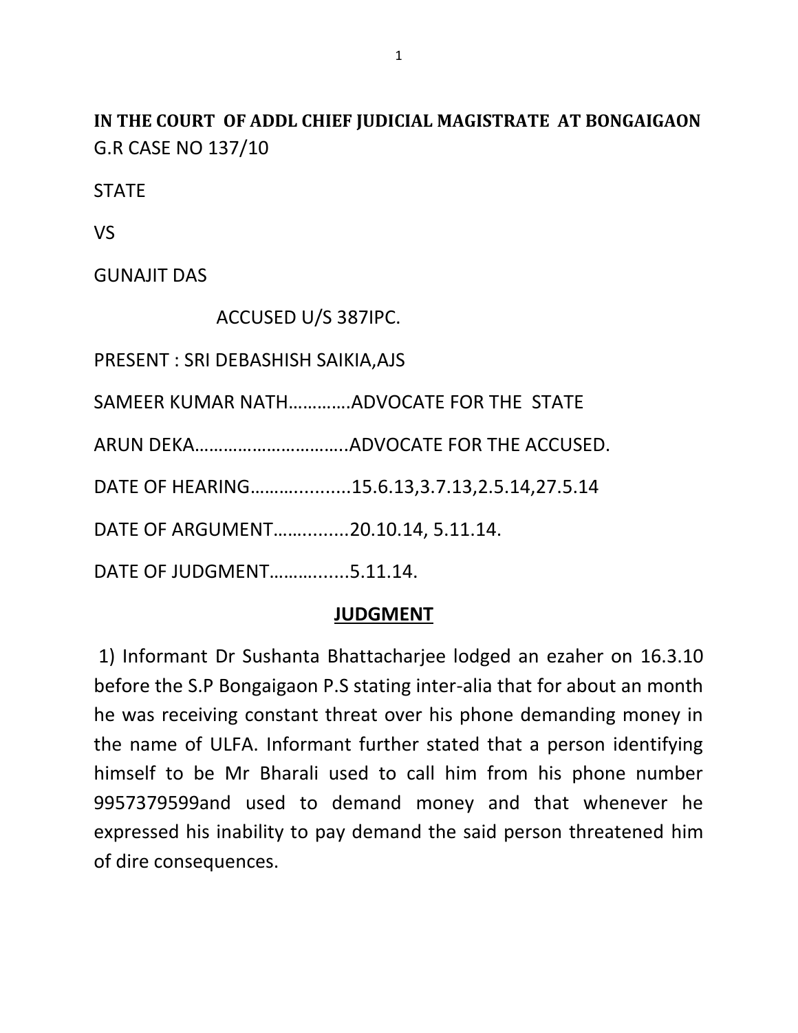**IN THE COURT OF ADDL CHIEF JUDICIAL MAGISTRATE AT BONGAIGAON**

G.R CASE NO 137/10

STATE

VS

GUNAJIT DAS

ACCUSED U/S 387IPC.

PRESENT : SRI DEBASHISH SAIKIA,AJS

SAMEER KUMAR NATH………….ADVOCATE FOR THE STATE

ARUN DEKA…………………………..ADVOCATE FOR THE ACCUSED.

DATE OF HEARING…………..........15.6.13,3.7.13,2.5.14,27.5.14

DATE OF ARGUMENT……..........20.10.14, 5.11.14.

DATE OF JUDGMENT……….......5.11.14.

## JUDGMENT

1) Informant Dr Sushanta Bhattacharjee lodged an ezaher on 16.3.10 before the S.P Bongaigaon P.S stating inter-alia that for about an month he was receiving constant threat over his phone demanding money in the name of ULFA. Informant further stated that a person identifying himself to be Mr Bharali used to call him from his phone number 9957379599and used to demand money and that whenever he expressed his inability to pay demand the said person threatened him of dire consequences.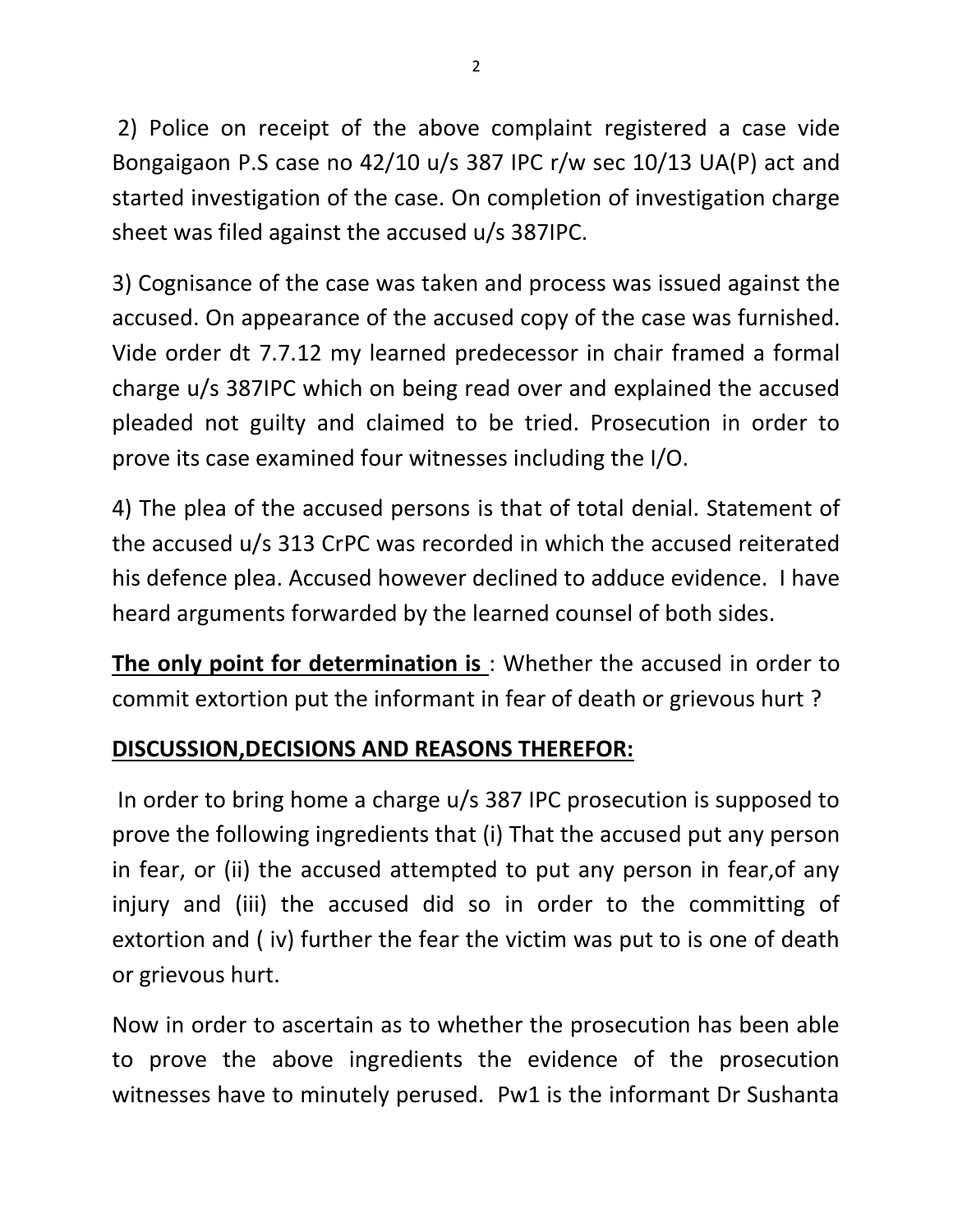2) Police on receipt of the above complaint registered a case vide Bongaigaon P.S case no 42/10 u/s 387 IPC r/w sec 10/13 UA(P) act and started investigation of the case. On completion of investigation charge sheet was filed against the accused u/s 387IPC.

3) Cognisance of the case was taken and process was issued against the accused. On appearance of the accused copy of the case was furnished. Vide order dt 7.7.12 my learned predecessor in chair framed a formal charge u/s 387IPC which on being read over and explained the accused pleaded not guilty and claimed to be tried. Prosecution in order to prove its case examined four witnesses including the I/O.

4) The plea of the accused persons is that of total denial. Statement of the accused u/s 313 CrPC was recorded in which the accused reiterated his defence plea. Accused however declined to adduce evidence. I have heard arguments forwarded by the learned counsel of both sides.

**The only point for determination is** : Whether the accused in order to commit extortion put the informant in fear of death or grievous hurt ?

**DISCUSSION,DECISIONS AND REASONS THEREFOR:**

In order to bring home a charge u/s 387 IPC prosecution is supposed to prove the following ingredients that (i) That the accused put any person in fear, or (ii) the accused attempted to put any person in fear,of any injury and (iii) the accused did so in order to the committing of extortion and ( iv) further the fear the victim was put to is one of death or grievous hurt.

Now in order to ascertain as to whether the prosecution has been able to prove the above ingredients the evidence of the prosecution witnesses have to minutely perused. Pw1 is the informant Dr Sushanta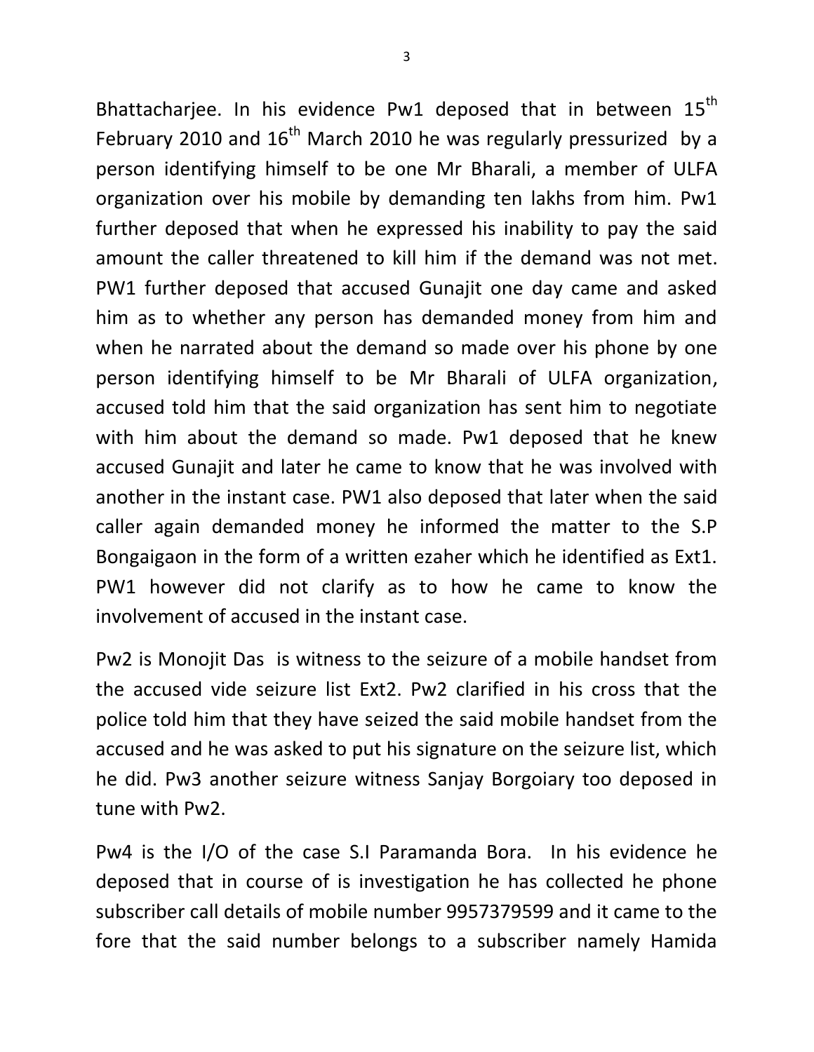Bhattacharjee. In his evidence Pw1 deposed that in between 15th February 2010 and 16th March 2010 he was regularly pressurized by a person identifying himself to be one Mr Bharali, a member of ULFA organization over his mobile by demanding ten lakhs from him. Pw1 further deposed that when he expressed his inability to pay the said amount the caller threatened to kill him if the demand was not met. PW1 further deposed that accused Gunajit one day came and asked him as to whether any person has demanded money from him and when he narrated about the demand so made over his phone by one person identifying himself to be Mr Bharali of ULFA organization, accused told him that the said organization has sent him to negotiate with him about the demand so made. Pw1 deposed that he knew accused Gunajit and later he came to know that he was involved with another in the instant case. PW1 also deposed that later when the said caller again demanded money he informed the matter to the S.P Bongaigaon in the form of a written ezaher which he identified as Ext1. PW1 however did not clarify as to how he came to know the involvement of accused in the instant case.

Pw2 is Monojit Das is witness to the seizure of a mobile handset from the accused vide seizure list Ext2. Pw2 clarified in his cross that the police told him that they have seized the said mobile handset from the accused and he was asked to put his signature on the seizure list, which he did. Pw3 another seizure witness Sanjay Borgoiary too deposed in tune with Pw2.

Pw4 is the I/O of the case S.I Paramanda Bora. In his evidence he deposed that in course of is investigation he has collected he phone subscriber call details of mobile number 9957379599 and it came to the fore that the said number belongs to a subscriber namely Hamida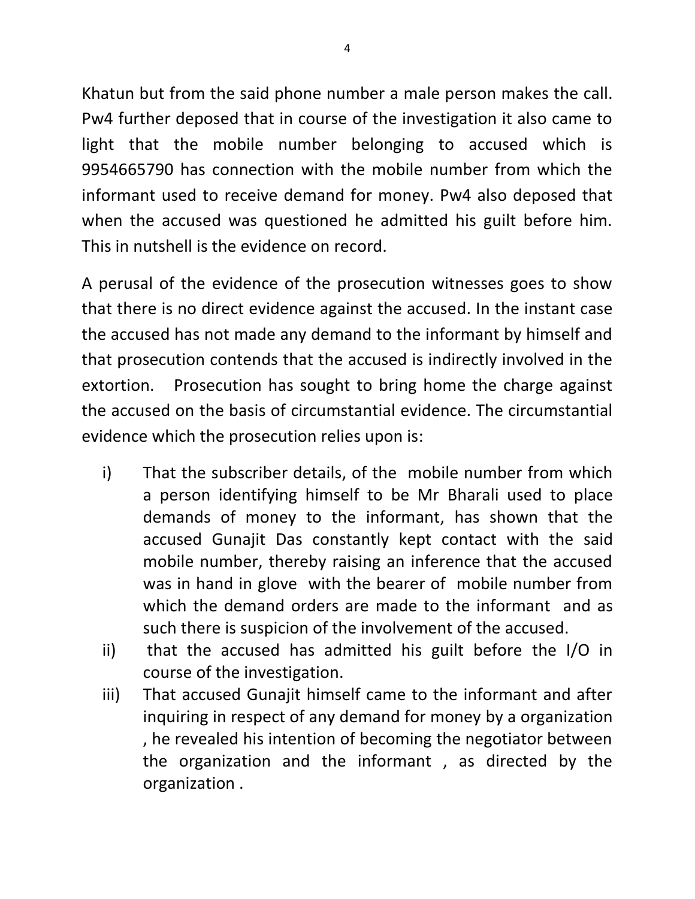Khatun but from the said phone number a male person makes the call. Pw4 further deposed that in course of the investigation it also came to light that the mobile number belonging to accused which is 9954665790 has connection with the mobile number from which the informant used to receive demand for money. Pw4 also deposed that when the accused was questioned he admitted his guilt before him. This in nutshell is the evidence on record.

A perusal of the evidence of the prosecution witnesses goes to show that there is no direct evidence against the accused. In the instant case the accused has not made any demand to the informant by himself and that prosecution contends that the accused is indirectly involved in the extortion. Prosecution has sought to bring home the charge against the accused on the basis of circumstantial evidence. The circumstantial evidence which the prosecution relies upon is:

i) That the subscriber details, of the mobile number from which a person identifying himself to be Mr Bharali used to place demands of money to the informant, has shown that the accused Gunajit Das constantly kept contact with the said mobile number, thereby raising an inference that the accused was in hand in glove with the bearer of mobile number from which the demand orders are made to the informant and as such there is suspicion of the involvement of the accused.

ii) that the accused has admitted his guilt before the I/O in course of the investigation.

iii) That accused Gunajit himself came to the informant and after inquiring in respect of any demand for money by a organization , he revealed his intention of becoming the negotiator between the organization and the informant , as directed by the organization .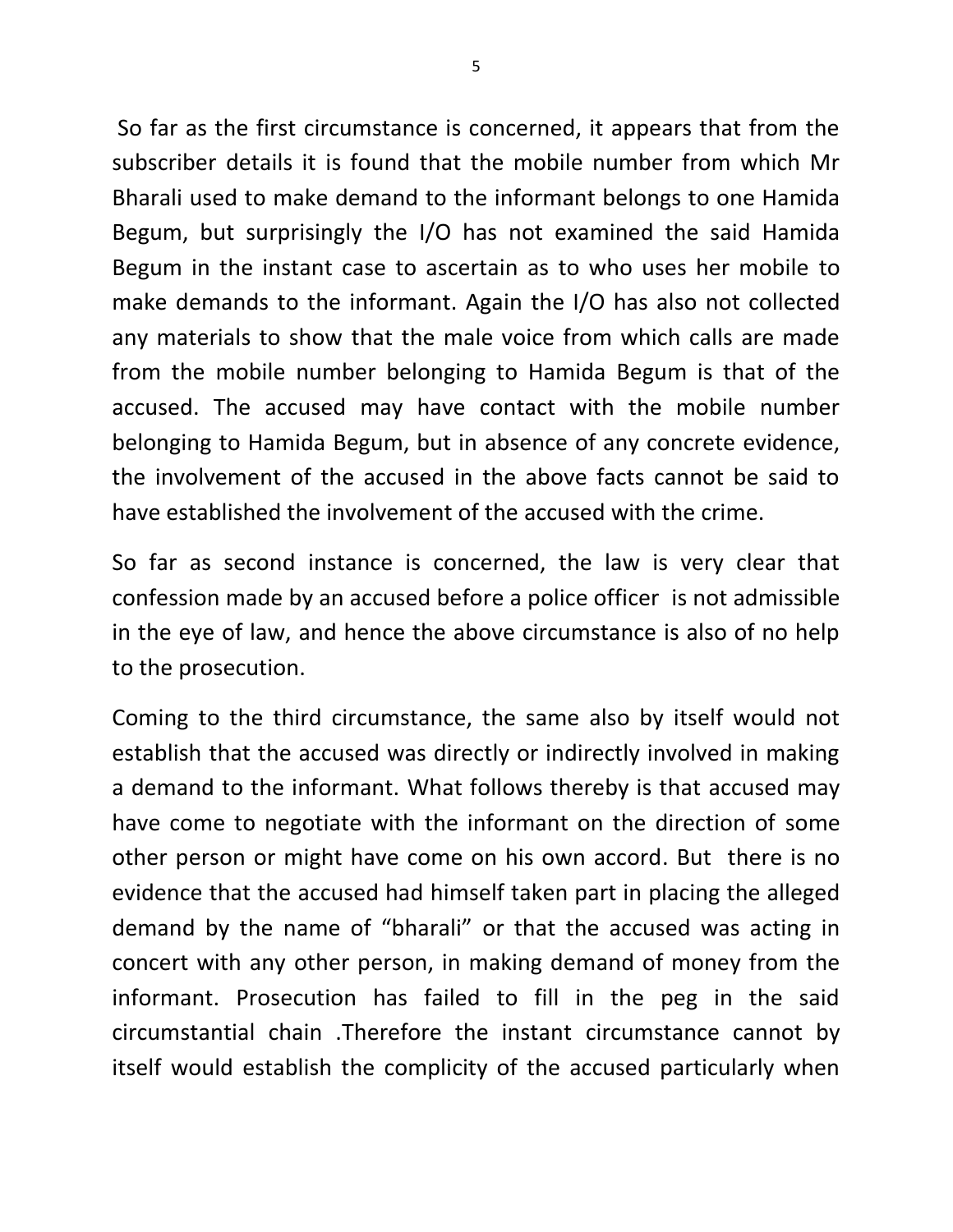So far as the first circumstance is concerned, it appears that from the subscriber details it is found that the mobile number from which Mr Bharali used to make demand to the informant belongs to one Hamida Begum, but surprisingly the I/O has not examined the said Hamida Begum in the instant case to ascertain as to who uses her mobile to make demands to the informant. Again the I/O has also not collected any materials to show that the male voice from which calls are made from the mobile number belonging to Hamida Begum is that of the accused. The accused may have contact with the mobile number belonging to Hamida Begum, but in absence of any concrete evidence, the involvement of the accused in the above facts cannot be said to have established the involvement of the accused with the crime.

So far as second instance is concerned, the law is very clear that confession made by an accused before a police officer is not admissible in the eye of law, and hence the above circumstance is also of no help to the prosecution.

Coming to the third circumstance, the same also by itself would not establish that the accused was directly or indirectly involved in making a demand to the informant. What follows thereby is that accused may have come to negotiate with the informant on the direction of some other person or might have come on his own accord. But there is no evidence that the accused had himself taken part in placing the alleged demand by the name of "bharali" or that the accused was acting in concert with any other person, in making demand of money from the informant. Prosecution has failed to fill in the peg in the said circumstantial chain .Therefore the instant circumstance cannot by itself would establish the complicity of the accused particularly when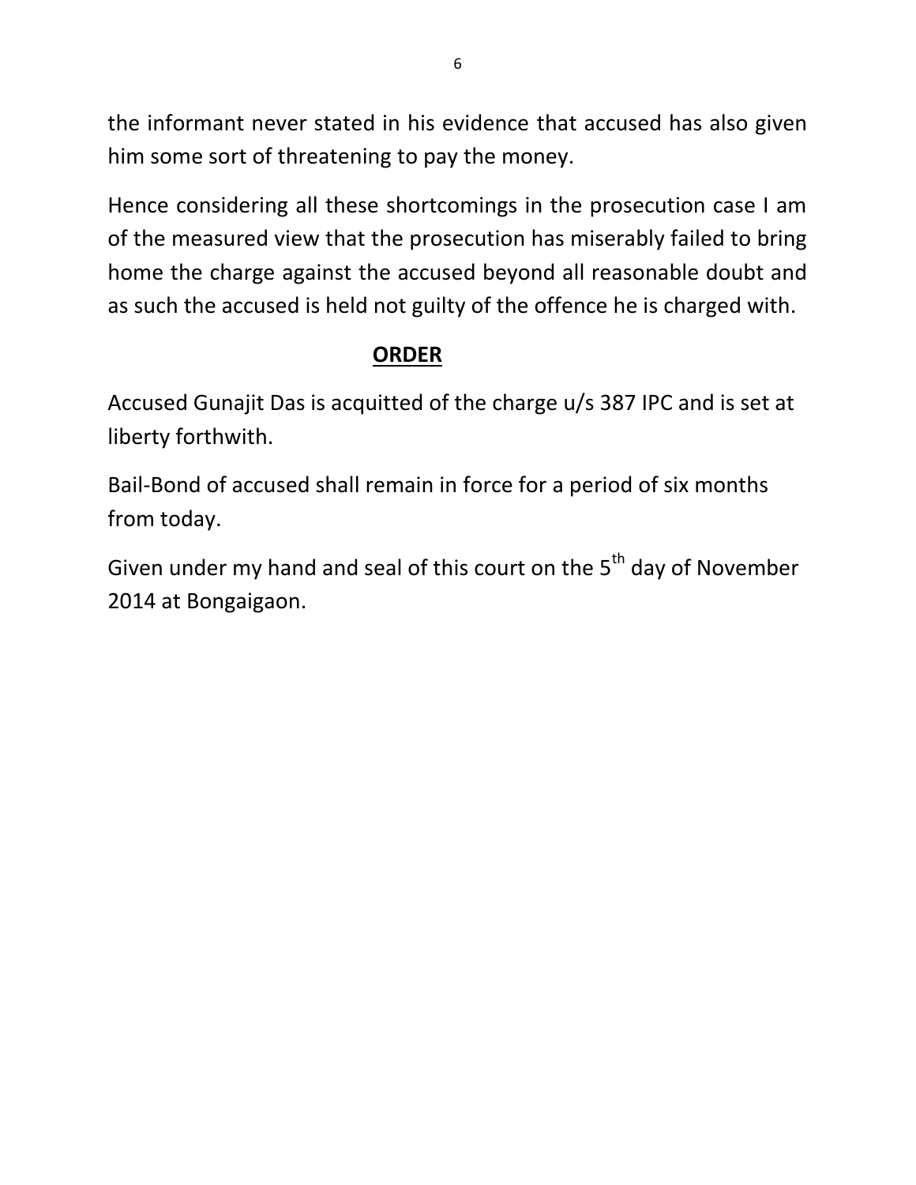the informant never stated in his evidence that accused has also given him some sort of threatening to pay the money.

Hence considering all these shortcomings in the prosecution case I am of the measured view that the prosecution has miserably failed to bring home the charge against the accused beyond all reasonable doubt and as such the accused is held not guilty of the offence he is charged with.

## ORDER

Accused Gunajit Das is acquitted of the charge u/s 387 IPC and is set at liberty forthwith.

Bail-Bond of accused shall remain in force for a period of six months from today.

Given under my hand and seal of this court on the 5th day of November 2014 at Bongaigaon.